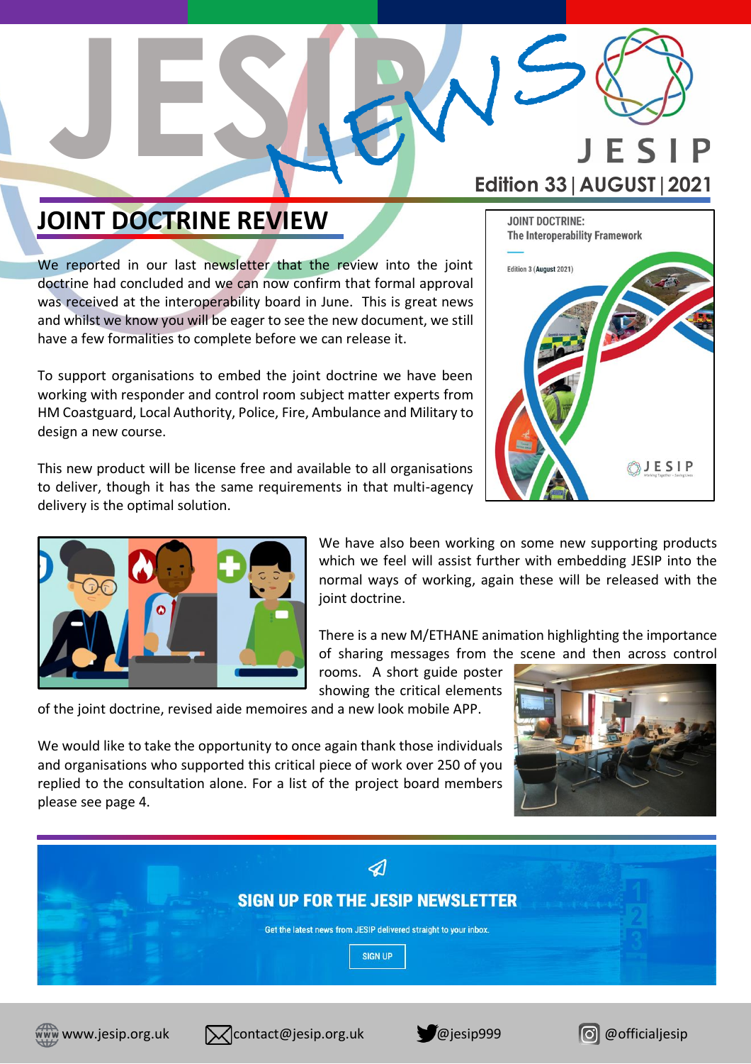# JESIP NEWS

**Edition 33 | AUGUST | 2021**

## JOINT DOCTRINE REVIEW

We reported in our last newsletter that the review into the joint doctrine had concluded and we can now confirm that formal approval was received at the interoperability board in June. This is great news and whilst we know you will be eager to see the new document, we still have a few formalities to complete before we can release it.

To support organisations to embed the joint doctrine we have been working with responder and control room subject matter experts from HM Coastguard, Local Authority, Police, Fire, Ambulance and Military to design a new course.

This new product will be license free and available to all organisations to deliver, though it has the same requirements in that multi-agency delivery is the optimal solution.

We have also been working on some new supporting products which we feel will assist further with embedding JESIP into the normal ways of working, again these will be released with the joint doctrine.

There is a new M/ETHANE animation highlighting the importance of sharing messages from the scene and then across control rooms. A short guide poster showing the critical elements of the joint doctrine, revised aide memoires and a new look mobile APP.

We would like to take the opportunity to once again thank those individuals and organisations who supported this critical piece of work over 250 of you replied to the consultation alone. For a list of the project board members please see page 4.

**SIGN UP FOR THE JESIP NEWSLETTER**

Get the latest news from JESIP delivered straight to your inbox.

SIGN UP

www.jesip.org.uk | contact@jesip.org.uk | @jesip999 | @officialjesip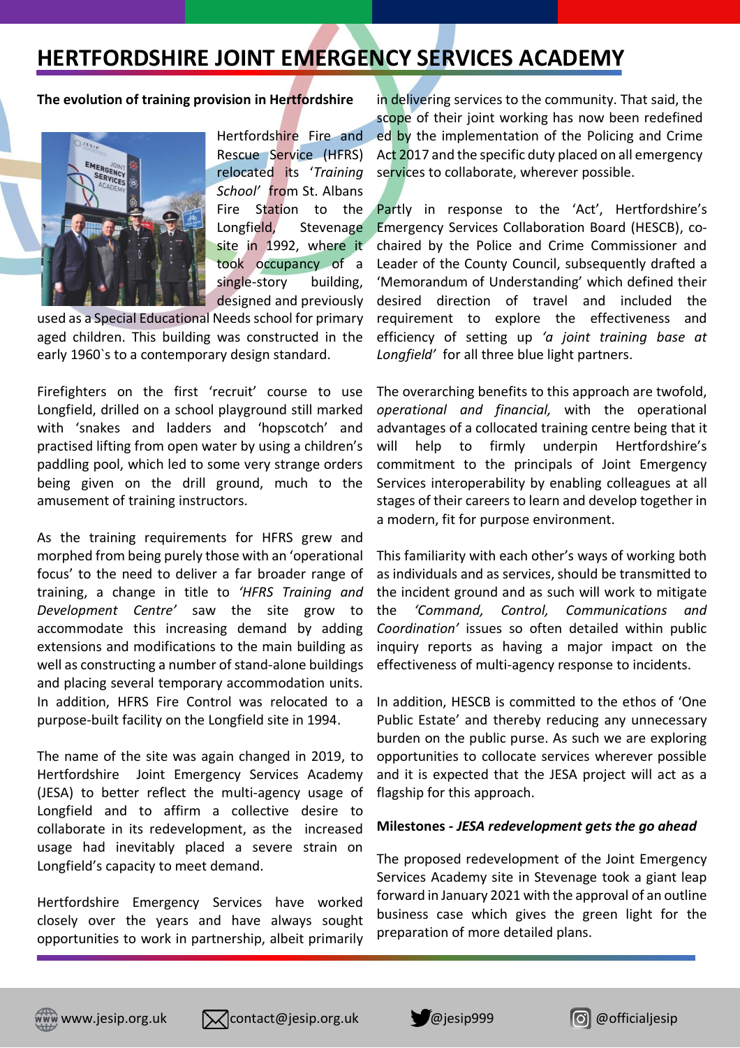# HERTFORDSHIRE JOINT EMERGENCY SERVICES ACADEMY

**The evolution of training provision in Hertfordshire**

Hertfordshire Fire and Rescue Service (HFRS) relocated its *'Training School'* from St. Albans Fire Station to the Longfield, Stevenage site in 1992, where it took occupancy of a single-story building, designed and previously used as a Special Educational Needs school for primary aged children. This building was constructed in the early 1960`s to a contemporary design standard.

Firefighters on the first 'recruit' course to use Longfield, drilled on a school playground still marked with 'snakes and ladders and 'hopscotch' and practised lifting from open water by using a children's paddling pool, which led to some very strange orders being given on the drill ground, much to the amusement of training instructors.

As the training requirements for HFRS grew and morphed from being purely those with an 'operational focus' to the need to deliver a far broader range of training, a change in title to *'HFRS Training and Development Centre'* saw the site grow to accommodate this increasing demand by adding extensions and modifications to the main building as well as constructing a number of stand-alone buildings and placing several temporary accommodation units. In addition, HFRS Fire Control was relocated to a purpose-built facility on the Longfield site in 1994.

The name of the site was again changed in 2019, to Hertfordshire Joint Emergency Services Academy (JESA) to better reflect the multi-agency usage of Longfield and to affirm a collective desire to collaborate in its redevelopment, as the increased usage had inevitably placed a severe strain on Longfield's capacity to meet demand.

Hertfordshire Emergency Services have worked closely over the years and have always sought opportunities to work in partnership, albeit primarily in delivering services to the community. That said, the scope of their joint working has now been redefined by the implementation of the Policing and Crime Act 2017 and the specific duty placed on all emergency services to collaborate, wherever possible.

Partly in response to the 'Act', Hertfordshire's Emergency Services Collaboration Board (HESCB), co-chaired by the Police and Crime Commissioner and Leader of the County Council, subsequently drafted a 'Memorandum of Understanding' which defined their desired direction of travel and included the requirement to explore the effectiveness and efficiency of setting up *'a joint training base at Longfield'* for all three blue light partners.

The overarching benefits to this approach are twofold, *operational and financial,* with the operational advantages of a collocated training centre being that it will help to firmly underpin Hertfordshire's commitment to the principals of Joint Emergency Services interoperability by enabling colleagues at all stages of their careers to learn and develop together in a modern, fit for purpose environment.

This familiarity with each other's ways of working both as individuals and as services, should be transmitted to the incident ground and as such will work to mitigate the *'Command, Control, Communications and Coordination'* issues so often detailed within public inquiry reports as having a major impact on the effectiveness of multi-agency response to incidents.

In addition, HESCB is committed to the ethos of 'One Public Estate' and thereby reducing any unnecessary burden on the public purse. As such we are exploring opportunities to collocate services wherever possible and it is expected that the JESA project will act as a flagship for this approach.

**Milestones - *JESA redevelopment gets the go ahead***

The proposed redevelopment of the Joint Emergency Services Academy site in Stevenage took a giant leap forward in January 2021 with the approval of an outline business case which gives the green light for the preparation of more detailed plans.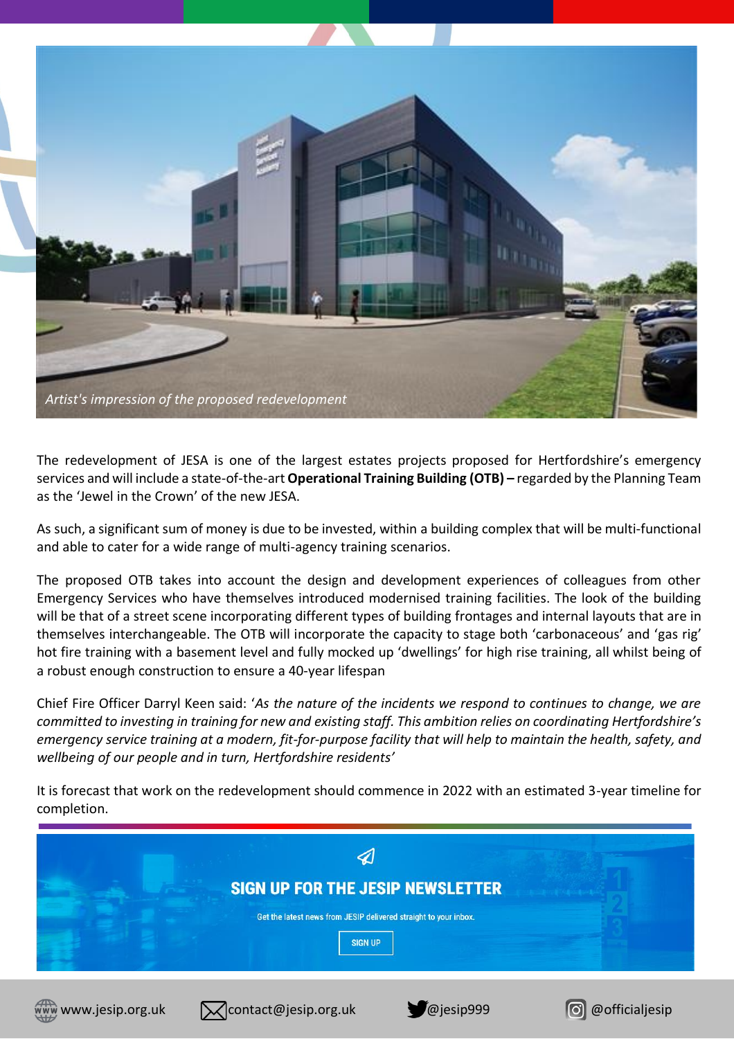*Artist's impression of the proposed redevelopment*

The redevelopment of JESA is one of the largest estates projects proposed for Hertfordshire's emergency services and will include a state-of-the-art **Operational Training Building (OTB) –** regarded by the Planning Team as the 'Jewel in the Crown' of the new JESA.

As such, a significant sum of money is due to be invested, within a building complex that will be multi-functional and able to cater for a wide range of multi-agency training scenarios.

The proposed OTB takes into account the design and development experiences of colleagues from other Emergency Services who have themselves introduced modernised training facilities. The look of the building will be that of a street scene incorporating different types of building frontages and internal layouts that are in themselves interchangeable. The OTB will incorporate the capacity to stage both 'carbonaceous' and 'gas rig' hot fire training with a basement level and fully mocked up 'dwellings' for high rise training, all whilst being of a robust enough construction to ensure a 40-year lifespan

Chief Fire Officer Darryl Keen said: '*As the nature of the incidents we respond to continues to change, we are committed to investing in training for new and existing staff. This ambition relies on coordinating Hertfordshire's emergency service training at a modern, fit-for-purpose facility that will help to maintain the health, safety, and wellbeing of our people and in turn, Hertfordshire residents'*

It is forecast that work on the redevelopment should commence in 2022 with an estimated 3-year timeline for completion.

## SIGN UP FOR THE JESIP NEWSLETTER

Get the latest news from JESIP delivered straight to your inbox.

SIGN UP

www.jesip.org.uk | contact@jesip.org.uk | @jesip999 | @officialjesip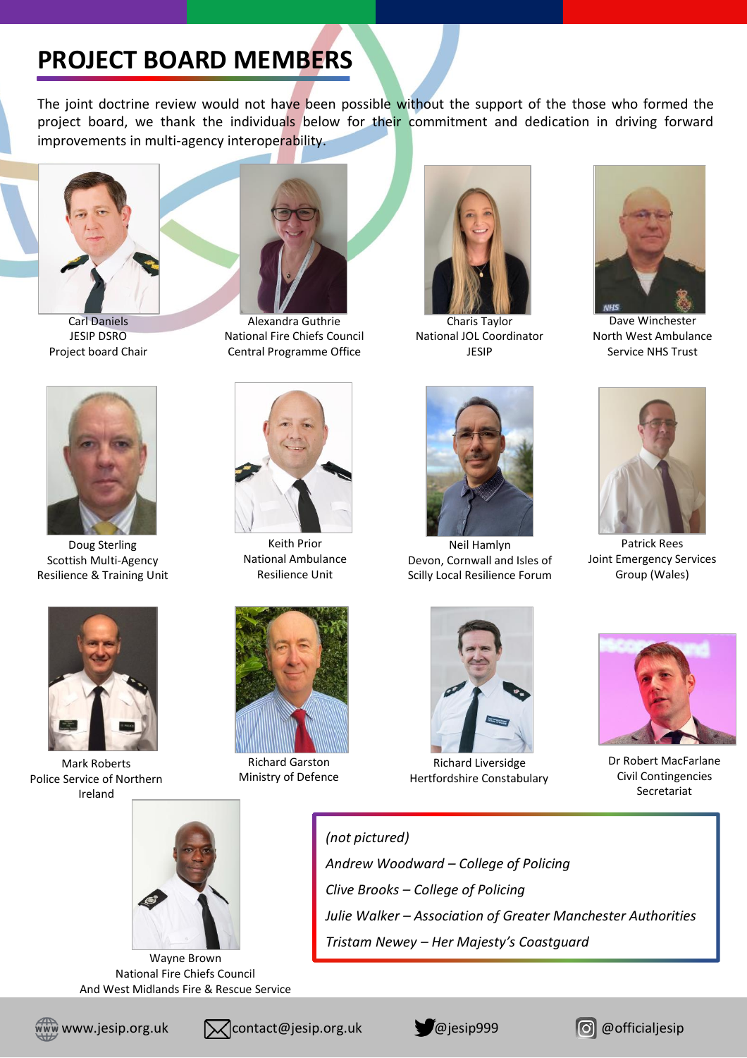# PROJECT BOARD MEMBERS

The joint doctrine review would not have been possible without the support of the those who formed the project board, we thank the individuals below for their commitment and dedication in driving forward improvements in multi-agency interoperability.

Carl Daniels
JESIP DSRO
Project board Chair

Alexandra Guthrie
National Fire Chiefs Council
Central Programme Office

Charis Taylor
National JOL Coordinator
JESIP

Dave Winchester
North West Ambulance
Service NHS Trust

Doug Sterling
Scottish Multi-Agency
Resilience & Training Unit

Keith Prior
National Ambulance
Resilience Unit

Neil Hamlyn
Devon, Cornwall and Isles of
Scilly Local Resilience Forum

Patrick Rees
Joint Emergency Services
Group (Wales)

Mark Roberts
Police Service of Northern
Ireland

Richard Garston
Ministry of Defence

Richard Liversidge
Hertfordshire Constabulary

Dr Robert MacFarlane
Civil Contingencies
Secretariat

Wayne Brown
National Fire Chiefs Council
And West Midlands Fire & Rescue Service

*(not pictured)*

*Andrew Woodward – College of Policing*

*Clive Brooks – College of Policing*

*Julie Walker – Association of Greater Manchester Authorities*

*Tristam Newey – Her Majesty's Coastguard*

www.jesip.org.uk contact@jesip.org.uk @jesip999 @officialjesip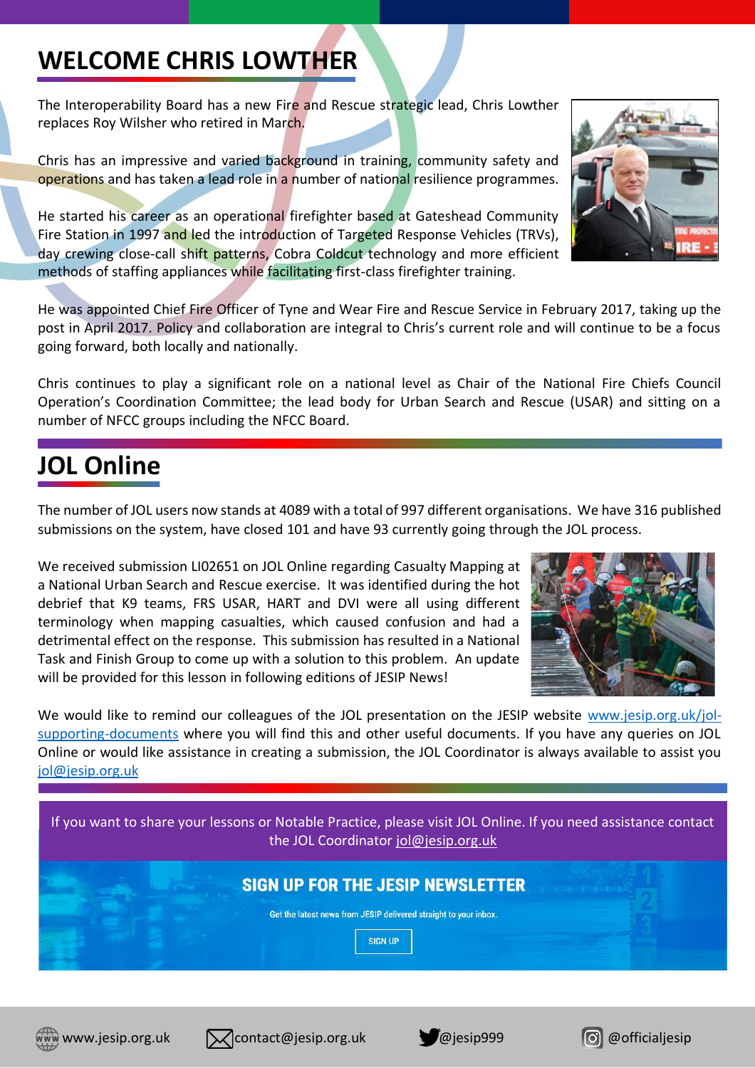# WELCOME CHRIS LOWTHER

The Interoperability Board has a new Fire and Rescue strategic lead, Chris Lowther replaces Roy Wilsher who retired in March.

Chris has an impressive and varied background in training, community safety and operations and has taken a lead role in a number of national resilience programmes.

He started his career as an operational firefighter based at Gateshead Community Fire Station in 1997 and led the introduction of Targeted Response Vehicles (TRVs), day crewing close-call shift patterns, Cobra Coldcut technology and more efficient methods of staffing appliances while facilitating first-class firefighter training.

He was appointed Chief Fire Officer of Tyne and Wear Fire and Rescue Service in February 2017, taking up the post in April 2017. Policy and collaboration are integral to Chris's current role and will continue to be a focus going forward, both locally and nationally.

Chris continues to play a significant role on a national level as Chair of the National Fire Chiefs Council Operation's Coordination Committee; the lead body for Urban Search and Rescue (USAR) and sitting on a number of NFCC groups including the NFCC Board.

# JOL Online

The number of JOL users now stands at 4089 with a total of 997 different organisations. We have 316 published submissions on the system, have closed 101 and have 93 currently going through the JOL process.

We received submission LI02651 on JOL Online regarding Casualty Mapping at a National Urban Search and Rescue exercise. It was identified during the hot debrief that K9 teams, FRS USAR, HART and DVI were all using different terminology when mapping casualties, which caused confusion and had a detrimental effect on the response. This submission has resulted in a National Task and Finish Group to come up with a solution to this problem. An update will be provided for this lesson in following editions of JESIP News!

We would like to remind our colleagues of the JOL presentation on the JESIP website www.jesip.org.uk/jol-supporting-documents where you will find this and other useful documents. If you have any queries on JOL Online or would like assistance in creating a submission, the JOL Coordinator is always available to assist you jol@jesip.org.uk

If you want to share your lessons or Notable Practice, please visit JOL Online. If you need assistance contact the JOL Coordinator jol@jesip.org.uk

**SIGN UP FOR THE JESIP NEWSLETTER**

Get the latest news from JESIP delivered straight to your inbox.

SIGN UP

www.jesip.org.uk contact@jesip.org.uk @jesip999 @officialjesip